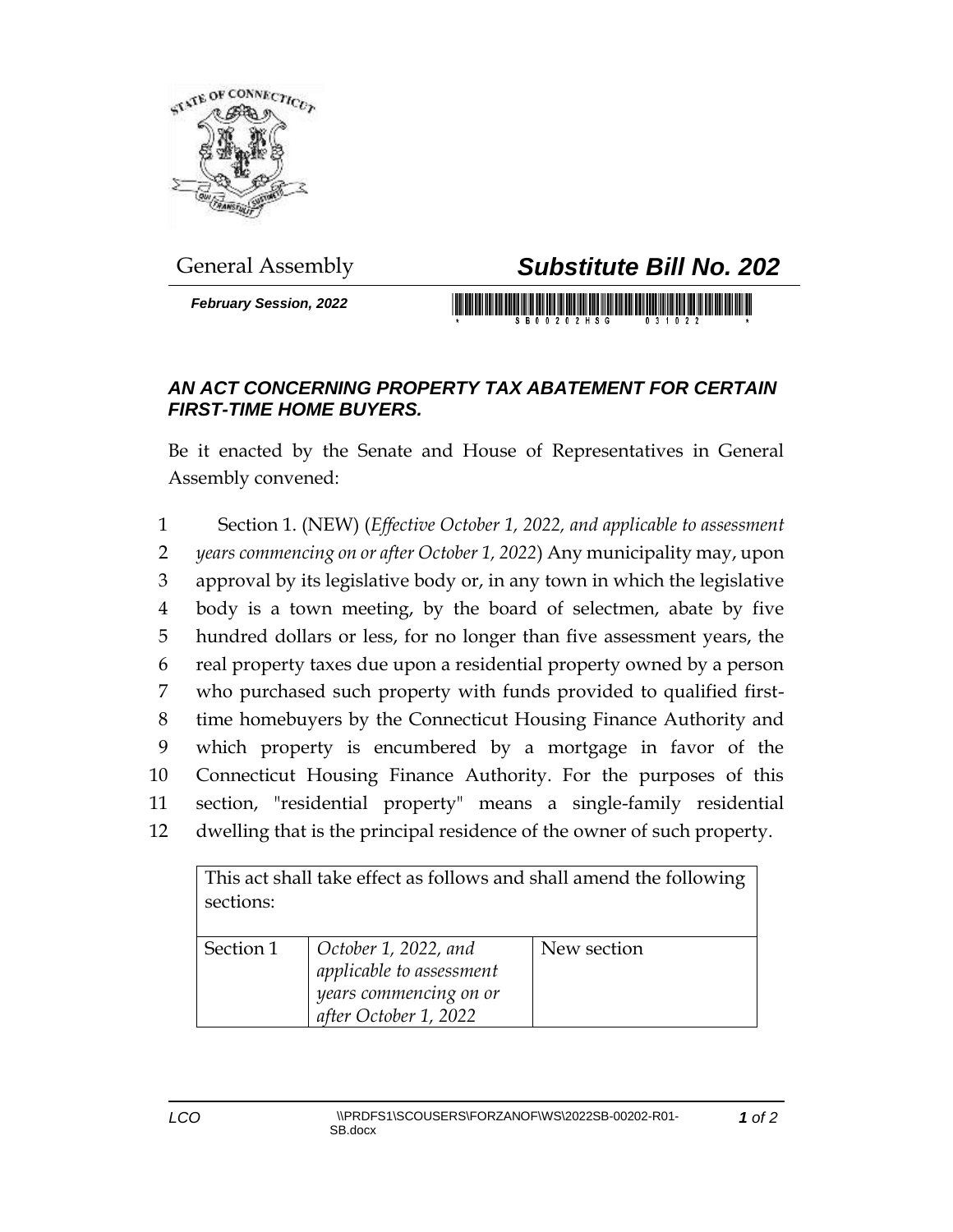General Assembly

# *Substitute Bill No. 202*

***February Session, 2022***

## *AN ACT CONCERNING PROPERTY TAX ABATEMENT FOR CERTAIN FIRST-TIME HOME BUYERS.*

Be it enacted by the Senate and House of Representatives in General Assembly convened:

1 Section 1. (NEW) (*Effective October 1, 2022, and applicable to assessment*
2 *years commencing on or after October 1, 2022*) Any municipality may, upon
3 approval by its legislative body or, in any town in which the legislative
4 body is a town meeting, by the board of selectmen, abate by five
5 hundred dollars or less, for no longer than five assessment years, the
6 real property taxes due upon a residential property owned by a person
7 who purchased such property with funds provided to qualified first-
8 time homebuyers by the Connecticut Housing Finance Authority and
9 which property is encumbered by a mortgage in favor of the
10 Connecticut Housing Finance Authority. For the purposes of this
11 section, "residential property" means a single-family residential
12 dwelling that is the principal residence of the owner of such property.

| This act shall take effect as follows and shall amend the following sections: | | |
|---|---|---|
| Section 1 | *October 1, 2022, and applicable to assessment years commencing on or after October 1, 2022* | New section |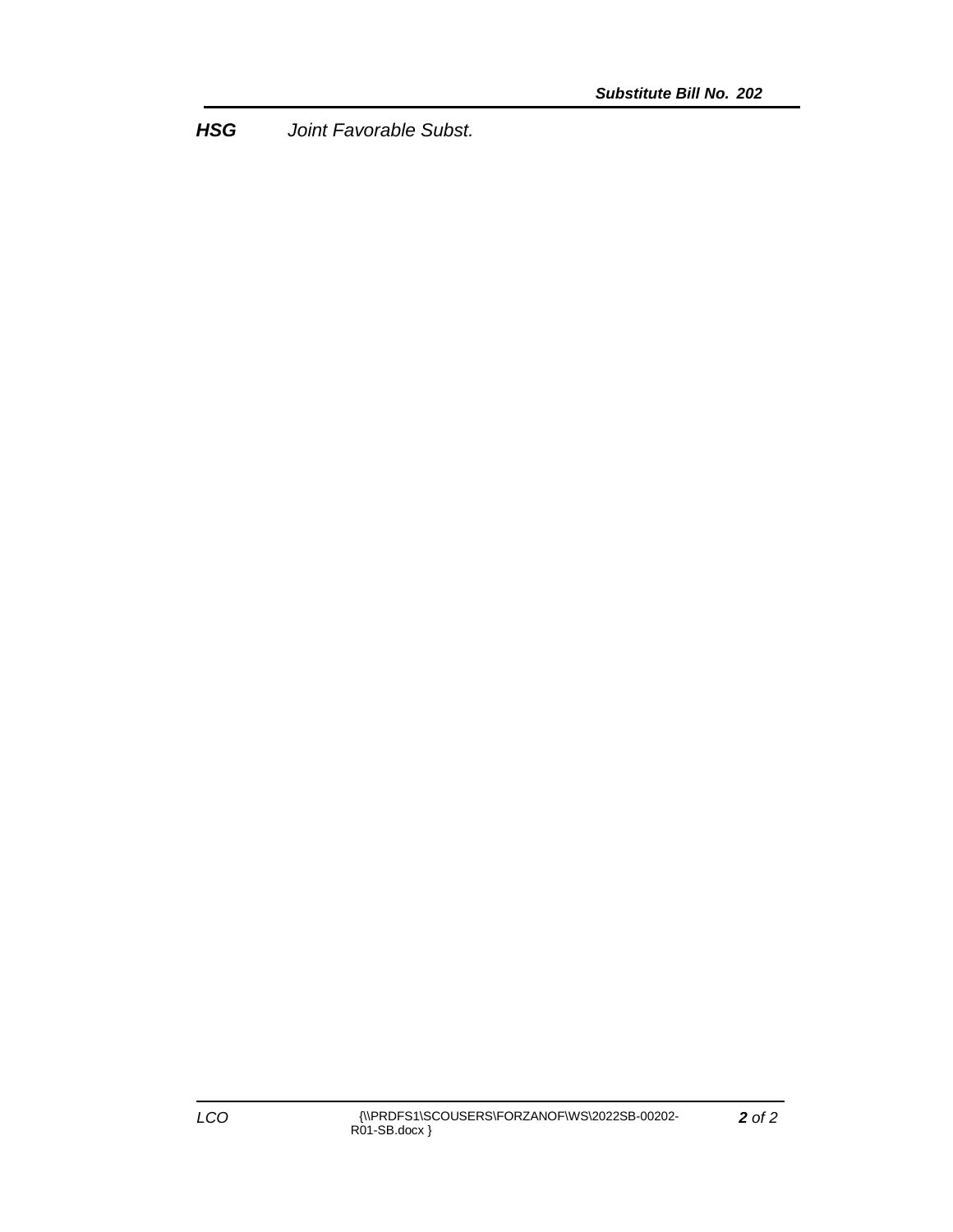***HSG*** *Joint Favorable Subst.*